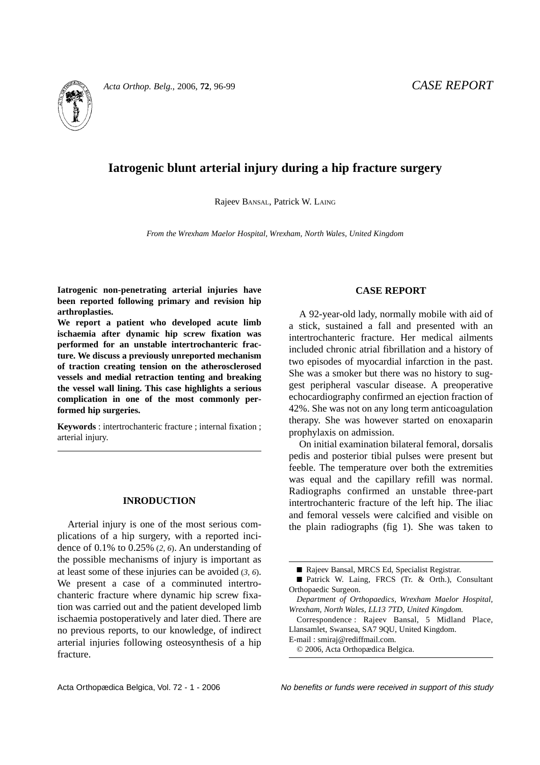CASE REPORT

# Iatrogenic blunt arterial injury during a hip fracture surgery

Rajeev BANSAL, Patrick W. LAING

*From the Wrexham Maelor Hospital, Wrexham, North Wales, United Kingdom*

**Iatrogenic non-penetrating arterial injuries have been reported following primary and revision hip arthroplasties.**

**We report a patient who developed acute limb ischaemia after dynamic hip screw fixation was performed for an unstable intertrochanteric fracture. We discuss a previously unreported mechanism of traction creating tension on the atherosclerosed vessels and medial retraction tenting and breaking the vessel wall lining. This case highlights a serious complication in one of the most commonly performed hip surgeries.**

**Keywords** : intertrochanteric fracture ; internal fixation ; arterial injury.

## INRODUCTION

Arterial injury is one of the most serious complications of a hip surgery, with a reported incidence of 0.1% to 0.25% (*2, 6*). An understanding of the possible mechanisms of injury is important as at least some of these injuries can be avoided (*3, 6*). We present a case of a comminuted intertrochanteric fracture where dynamic hip screw fixation was carried out and the patient developed limb ischaemia postoperatively and later died. There are no previous reports, to our knowledge, of indirect arterial injuries following osteosynthesis of a hip fracture.

## CASE REPORT

A 92-year-old lady, normally mobile with aid of a stick, sustained a fall and presented with an intertrochanteric fracture. Her medical ailments included chronic atrial fibrillation and a history of two episodes of myocardial infarction in the past. She was a smoker but there was no history to suggest peripheral vascular disease. A preoperative echocardiography confirmed an ejection fraction of 42%. She was not on any long term anticoagulation therapy. She was however started on enoxaparin prophylaxis on admission.

On initial examination bilateral femoral, dorsalis pedis and posterior tibial pulses were present but feeble. The temperature over both the extremities was equal and the capillary refill was normal. Radiographs confirmed an unstable three-part intertrochanteric fracture of the left hip. The iliac and femoral vessels were calcified and visible on the plain radiographs (fig 1). She was taken to

■ Rajeev Bansal, MRCS Ed, Specialist Registrar.

■ Patrick W. Laing, FRCS (Tr. & Orth.), Consultant Orthopaedic Surgeon.

*Department of Orthopaedics, Wrexham Maelor Hospital, Wrexham, North Wales, LL13 7TD, United Kingdom.*

Correspondence : Rajeev Bansal, 5 Midland Place, Llansamlet, Swansea, SA7 9QU, United Kingdom.

E-mail : smiraj@rediffmail.com.

© 2006, Acta Orthopædica Belgica.

*No benefits or funds were received in support of this study*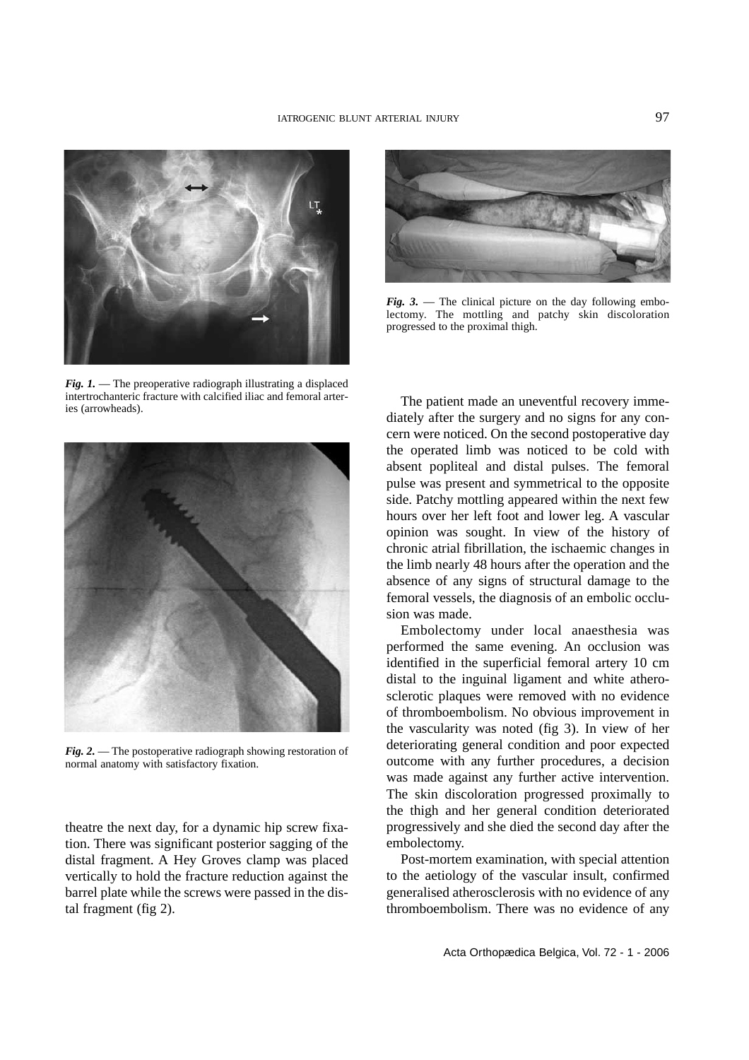*Fig. 1.* — The preoperative radiograph illustrating a displaced intertrochanteric fracture with calcified iliac and femoral arteries (arrowheads).

*Fig. 2.* — The postoperative radiograph showing restoration of normal anatomy with satisfactory fixation.

theatre the next day, for a dynamic hip screw fixation. There was significant posterior sagging of the distal fragment. A Hey Groves clamp was placed vertically to hold the fracture reduction against the barrel plate while the screws were passed in the distal fragment (fig 2).

*Fig. 3.* — The clinical picture on the day following embolectomy. The mottling and patchy skin discoloration progressed to the proximal thigh.

The patient made an uneventful recovery immediately after the surgery and no signs for any concern were noticed. On the second postoperative day the operated limb was noticed to be cold with absent popliteal and distal pulses. The femoral pulse was present and symmetrical to the opposite side. Patchy mottling appeared within the next few hours over her left foot and lower leg. A vascular opinion was sought. In view of the history of chronic atrial fibrillation, the ischaemic changes in the limb nearly 48 hours after the operation and the absence of any signs of structural damage to the femoral vessels, the diagnosis of an embolic occlusion was made.

Embolectomy under local anaesthesia was performed the same evening. An occlusion was identified in the superficial femoral artery 10 cm distal to the inguinal ligament and white atherosclerotic plaques were removed with no evidence of thromboembolism. No obvious improvement in the vascularity was noted (fig 3). In view of her deteriorating general condition and poor expected outcome with any further procedures, a decision was made against any further active intervention. The skin discoloration progressed proximally to the thigh and her general condition deteriorated progressively and she died the second day after the embolectomy.

Post-mortem examination, with special attention to the aetiology of the vascular insult, confirmed generalised atherosclerosis with no evidence of any thromboembolism. There was no evidence of any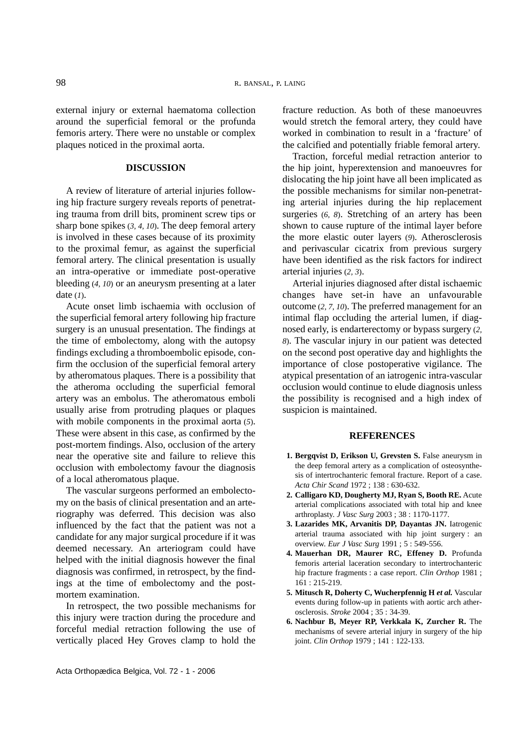external injury or external haematoma collection around the superficial femoral or the profunda femoris artery. There were no unstable or complex plaques noticed in the proximal aorta.

## DISCUSSION

A review of literature of arterial injuries following hip fracture surgery reveals reports of penetrating trauma from drill bits, prominent screw tips or sharp bone spikes (*3, 4, 10*). The deep femoral artery is involved in these cases because of its proximity to the proximal femur, as against the superficial femoral artery. The clinical presentation is usually an intra-operative or immediate post-operative bleeding (*4, 10*) or an aneurysm presenting at a later date (*1*).

Acute onset limb ischaemia with occlusion of the superficial femoral artery following hip fracture surgery is an unusual presentation. The findings at the time of embolectomy, along with the autopsy findings excluding a thromboembolic episode, confirm the occlusion of the superficial femoral artery by atheromatous plaques. There is a possibility that the atheroma occluding the superficial femoral artery was an embolus. The atheromatous emboli usually arise from protruding plaques or plaques with mobile components in the proximal aorta (*5*). These were absent in this case, as confirmed by the post-mortem findings. Also, occlusion of the artery near the operative site and failure to relieve this occlusion with embolectomy favour the diagnosis of a local atheromatous plaque.

The vascular surgeons performed an embolectomy on the basis of clinical presentation and an arteriography was deferred. This decision was also influenced by the fact that the patient was not a candidate for any major surgical procedure if it was deemed necessary. An arteriogram could have helped with the initial diagnosis however the final diagnosis was confirmed, in retrospect, by the findings at the time of embolectomy and the post-mortem examination.

In retrospect, the two possible mechanisms for this injury were traction during the procedure and forceful medial retraction following the use of vertically placed Hey Groves clamp to hold the fracture reduction. As both of these manoeuvres would stretch the femoral artery, they could have worked in combination to result in a 'fracture' of the calcified and potentially friable femoral artery.

Traction, forceful medial retraction anterior to the hip joint, hyperextension and manoeuvres for dislocating the hip joint have all been implicated as the possible mechanisms for similar non-penetrating arterial injuries during the hip replacement surgeries (*6, 8*). Stretching of an artery has been shown to cause rupture of the intimal layer before the more elastic outer layers (*9*). Atherosclerosis and perivascular cicatrix from previous surgery have been identified as the risk factors for indirect arterial injuries (*2, 3*).

Arterial injuries diagnosed after distal ischaemic changes have set-in have an unfavourable outcome (*2, 7, 10*). The preferred management for an intimal flap occluding the arterial lumen, if diagnosed early, is endarterectomy or bypass surgery (*2, 8*). The vascular injury in our patient was detected on the second post operative day and highlights the importance of close postoperative vigilance. The atypical presentation of an iatrogenic intra-vascular occlusion would continue to elude diagnosis unless the possibility is recognised and a high index of suspicion is maintained.

## REFERENCES

1. **Bergqvist D, Erikson U, Grevsten S.** False aneurysm in the deep femoral artery as a complication of osteosynthesis of intertrochanteric femoral fracture. Report of a case. *Acta Chir Scand* 1972 ; 138 : 630-632.
2. **Calligaro KD, Dougherty MJ, Ryan S, Booth RE.** Acute arterial complications associated with total hip and knee arthroplasty. *J Vasc Surg* 2003 ; 38 : 1170-1177.
3. **Lazarides MK, Arvanitis DP, Dayantas JN.** Iatrogenic arterial trauma associated with hip joint surgery : an overview. *Eur J Vasc Surg* 1991 ; 5 : 549-556.
4. **Mauerhan DR, Maurer RC, Effeney D.** Profunda femoris arterial laceration secondary to intertrochanteric hip fracture fragments : a case report. *Clin Orthop* 1981 ; 161 : 215-219.
5. **Mitusch R, Doherty C, Wucherpfennig H *et al.*** Vascular events during follow-up in patients with aortic arch atherosclerosis. *Stroke* 2004 ; 35 : 34-39.
6. **Nachbur B, Meyer RP, Verkkala K, Zurcher R.** The mechanisms of severe arterial injury in surgery of the hip joint. *Clin Orthop* 1979 ; 141 : 122-133.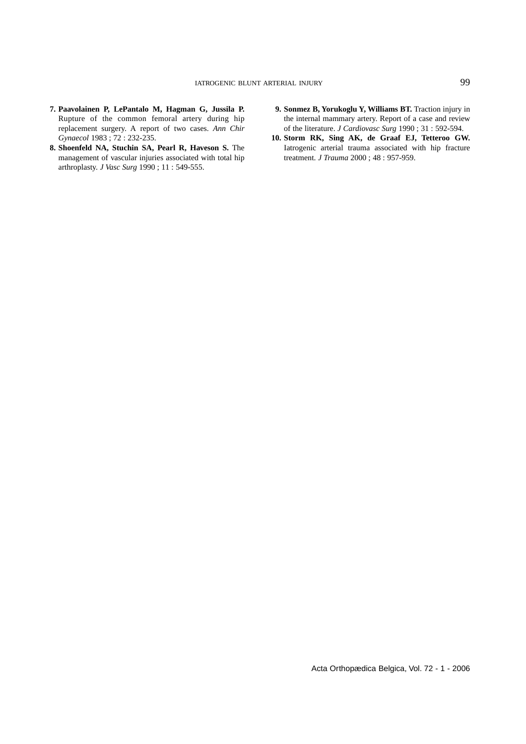7. **Paavolainen P, LePantalo M, Hagman G, Jussila P.** Rupture of the common femoral artery during hip replacement surgery. A report of two cases. *Ann Chir Gynaecol* 1983 ; 72 : 232-235.
8. **Shoenfeld NA, Stuchin SA, Pearl R, Haveson S.** The management of vascular injuries associated with total hip arthroplasty. *J Vasc Surg* 1990 ; 11 : 549-555.
9. **Sonmez B, Yorukoglu Y, Williams BT.** Traction injury in the internal mammary artery. Report of a case and review of the literature. *J Cardiovasc Surg* 1990 ; 31 : 592-594.
10. **Storm RK, Sing AK, de Graaf EJ, Tetteroo GW.** Iatrogenic arterial trauma associated with hip fracture treatment. *J Trauma* 2000 ; 48 : 957-959.